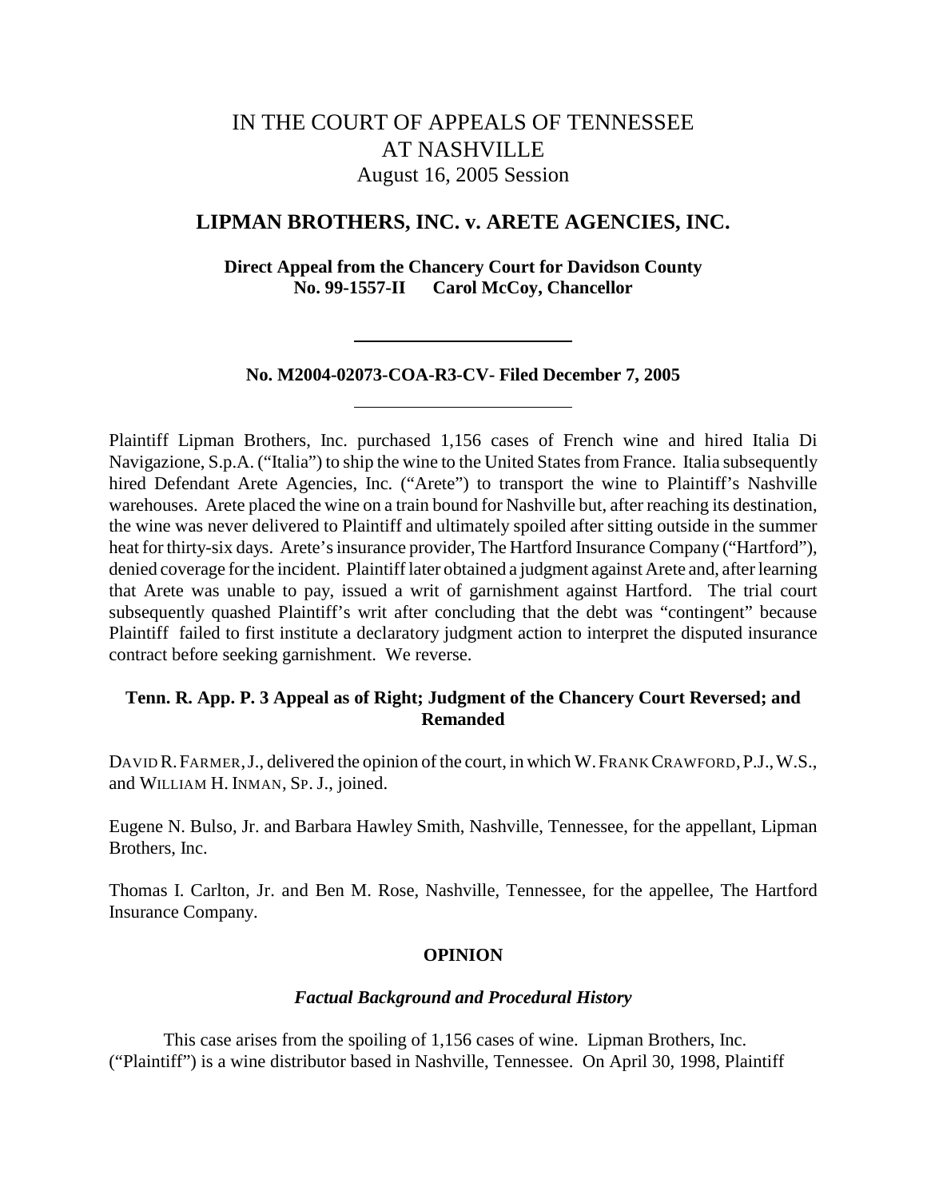# IN THE COURT OF APPEALS OF TENNESSEE AT NASHVILLE

August 16, 2005 Session

## LIPMAN BROTHERS, INC. v. ARETE AGENCIES, INC.

**Direct Appeal from the Chancery Court for Davidson County**
**No. 99-1557-II Carol McCoy, Chancellor**

---

**No. M2004-02073-COA-R3-CV- Filed December 7, 2005**

---

Plaintiff Lipman Brothers, Inc. purchased 1,156 cases of French wine and hired Italia Di Navigazione, S.p.A. ("Italia") to ship the wine to the United States from France. Italia subsequently hired Defendant Arete Agencies, Inc. ("Arete") to transport the wine to Plaintiff's Nashville warehouses. Arete placed the wine on a train bound for Nashville but, after reaching its destination, the wine was never delivered to Plaintiff and ultimately spoiled after sitting outside in the summer heat for thirty-six days. Arete's insurance provider, The Hartford Insurance Company ("Hartford"), denied coverage for the incident. Plaintiff later obtained a judgment against Arete and, after learning that Arete was unable to pay, issued a writ of garnishment against Hartford. The trial court subsequently quashed Plaintiff's writ after concluding that the debt was "contingent" because Plaintiff failed to first institute a declaratory judgment action to interpret the disputed insurance contract before seeking garnishment. We reverse.

**Tenn. R. App. P. 3 Appeal as of Right; Judgment of the Chancery Court Reversed; and Remanded**

DAVID R. FARMER, J., delivered the opinion of the court, in which W. FRANK CRAWFORD, P.J., W.S., and WILLIAM H. INMAN, SP. J., joined.

Eugene N. Bulso, Jr. and Barbara Hawley Smith, Nashville, Tennessee, for the appellant, Lipman Brothers, Inc.

Thomas I. Carlton, Jr. and Ben M. Rose, Nashville, Tennessee, for the appellee, The Hartford Insurance Company.

## OPINION

### *Factual Background and Procedural History*

This case arises from the spoiling of 1,156 cases of wine. Lipman Brothers, Inc. ("Plaintiff") is a wine distributor based in Nashville, Tennessee. On April 30, 1998, Plaintiff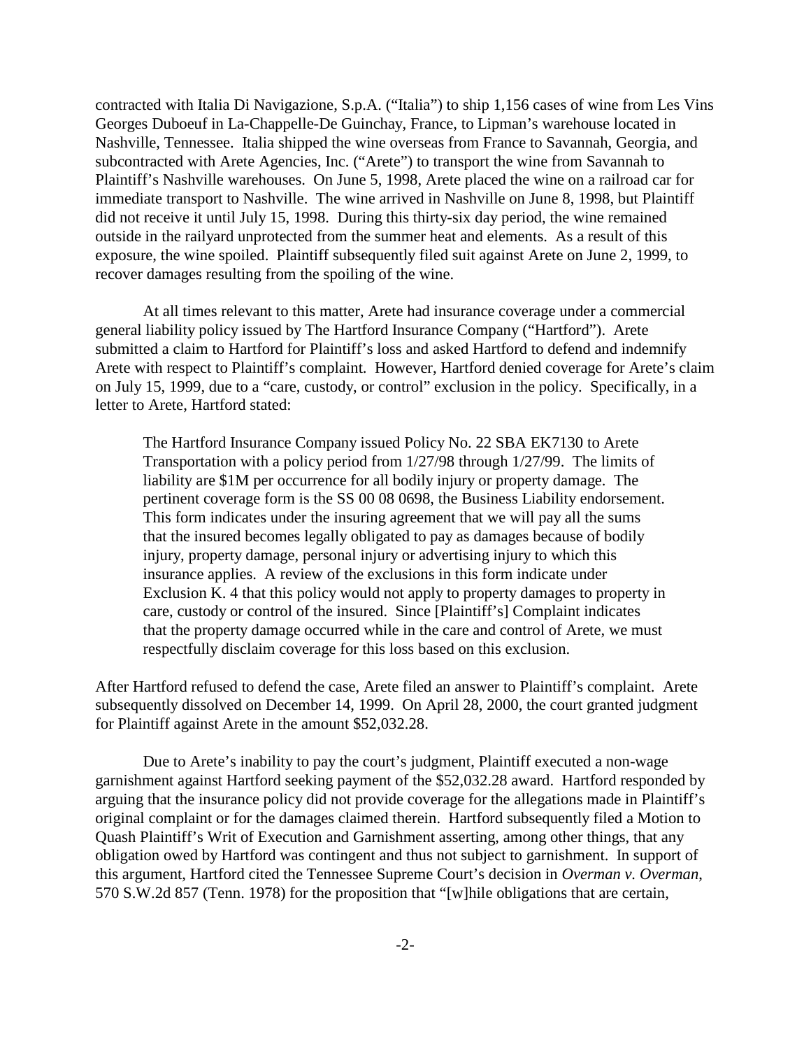contracted with Italia Di Navigazione, S.p.A. ("Italia") to ship 1,156 cases of wine from Les Vins Georges Duboeuf in La-Chappelle-De Guinchay, France, to Lipman's warehouse located in Nashville, Tennessee. Italia shipped the wine overseas from France to Savannah, Georgia, and subcontracted with Arete Agencies, Inc. ("Arete") to transport the wine from Savannah to Plaintiff's Nashville warehouses. On June 5, 1998, Arete placed the wine on a railroad car for immediate transport to Nashville. The wine arrived in Nashville on June 8, 1998, but Plaintiff did not receive it until July 15, 1998. During this thirty-six day period, the wine remained outside in the railyard unprotected from the summer heat and elements. As a result of this exposure, the wine spoiled. Plaintiff subsequently filed suit against Arete on June 2, 1999, to recover damages resulting from the spoiling of the wine.

At all times relevant to this matter, Arete had insurance coverage under a commercial general liability policy issued by The Hartford Insurance Company ("Hartford"). Arete submitted a claim to Hartford for Plaintiff's loss and asked Hartford to defend and indemnify Arete with respect to Plaintiff's complaint. However, Hartford denied coverage for Arete's claim on July 15, 1999, due to a "care, custody, or control" exclusion in the policy. Specifically, in a letter to Arete, Hartford stated:

> The Hartford Insurance Company issued Policy No. 22 SBA EK7130 to Arete Transportation with a policy period from 1/27/98 through 1/27/99. The limits of liability are $1M per occurrence for all bodily injury or property damage. The pertinent coverage form is the SS 00 08 0698, the Business Liability endorsement. This form indicates under the insuring agreement that we will pay all the sums that the insured becomes legally obligated to pay as damages because of bodily injury, property damage, personal injury or advertising injury to which this insurance applies. A review of the exclusions in this form indicate under Exclusion K. 4 that this policy would not apply to property damages to property in care, custody or control of the insured. Since [Plaintiff's] Complaint indicates that the property damage occurred while in the care and control of Arete, we must respectfully disclaim coverage for this loss based on this exclusion.

After Hartford refused to defend the case, Arete filed an answer to Plaintiff's complaint. Arete subsequently dissolved on December 14, 1999. On April 28, 2000, the court granted judgment for Plaintiff against Arete in the amount $52,032.28.

Due to Arete's inability to pay the court's judgment, Plaintiff executed a non-wage garnishment against Hartford seeking payment of the $52,032.28 award. Hartford responded by arguing that the insurance policy did not provide coverage for the allegations made in Plaintiff's original complaint or for the damages claimed therein. Hartford subsequently filed a Motion to Quash Plaintiff's Writ of Execution and Garnishment asserting, among other things, that any obligation owed by Hartford was contingent and thus not subject to garnishment. In support of this argument, Hartford cited the Tennessee Supreme Court's decision in *Overman v. Overman*, 570 S.W.2d 857 (Tenn. 1978) for the proposition that "[w]hile obligations that are certain,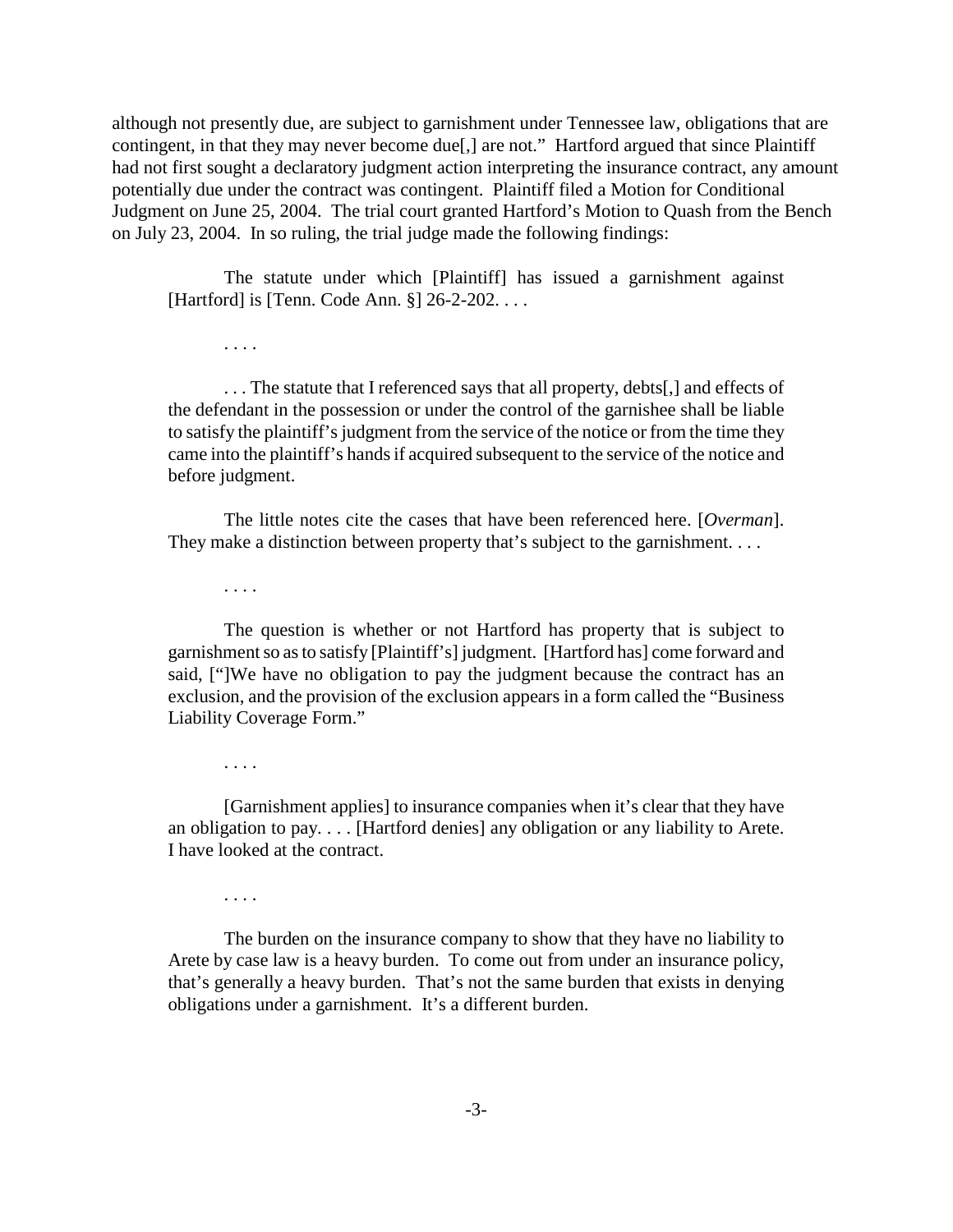although not presently due, are subject to garnishment under Tennessee law, obligations that are contingent, in that they may never become due[,] are not." Hartford argued that since Plaintiff had not first sought a declaratory judgment action interpreting the insurance contract, any amount potentially due under the contract was contingent. Plaintiff filed a Motion for Conditional Judgment on June 25, 2004. The trial court granted Hartford's Motion to Quash from the Bench on July 23, 2004. In so ruling, the trial judge made the following findings:

> The statute under which [Plaintiff] has issued a garnishment against [Hartford] is [Tenn. Code Ann. §] 26-2-202. . . .
>
> . . . .
>
> . . . The statute that I referenced says that all property, debts[,] and effects of the defendant in the possession or under the control of the garnishee shall be liable to satisfy the plaintiff's judgment from the service of the notice or from the time they came into the plaintiff's hands if acquired subsequent to the service of the notice and before judgment.
>
> The little notes cite the cases that have been referenced here. [*Overman*]. They make a distinction between property that's subject to the garnishment. . . .
>
> . . . .
>
> The question is whether or not Hartford has property that is subject to garnishment so as to satisfy [Plaintiff's] judgment. [Hartford has] come forward and said, ["]We have no obligation to pay the judgment because the contract has an exclusion, and the provision of the exclusion appears in a form called the "Business Liability Coverage Form."
>
> . . . .
>
> [Garnishment applies] to insurance companies when it's clear that they have an obligation to pay. . . . [Hartford denies] any obligation or any liability to Arete. I have looked at the contract.
>
> . . . .
>
> The burden on the insurance company to show that they have no liability to Arete by case law is a heavy burden. To come out from under an insurance policy, that's generally a heavy burden. That's not the same burden that exists in denying obligations under a garnishment. It's a different burden.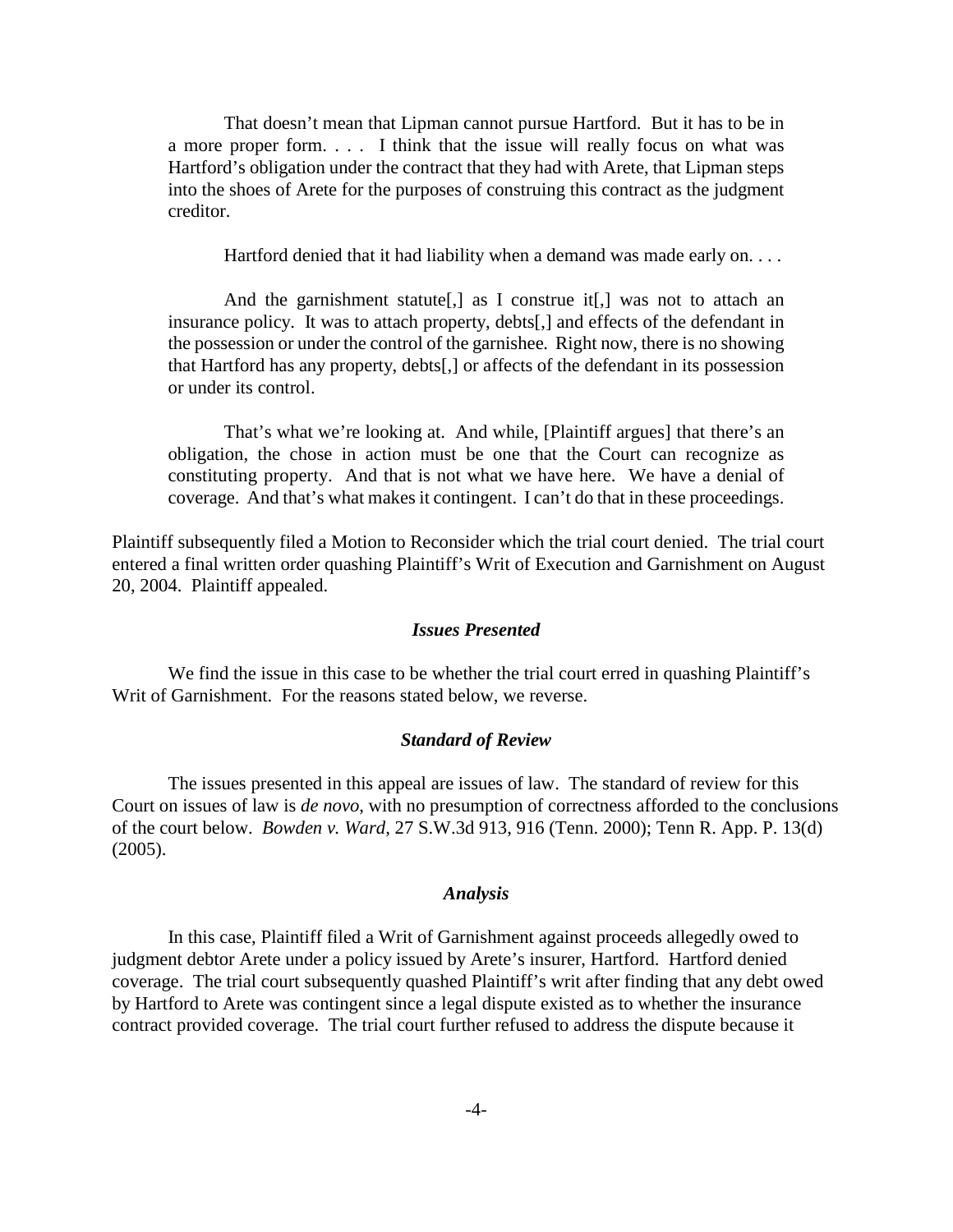> That doesn't mean that Lipman cannot pursue Hartford. But it has to be in a more proper form. . . . I think that the issue will really focus on what was Hartford's obligation under the contract that they had with Arete, that Lipman steps into the shoes of Arete for the purposes of construing this contract as the judgment creditor.
>
> Hartford denied that it had liability when a demand was made early on. . . .
>
> And the garnishment statute[,] as I construe it[,] was not to attach an insurance policy. It was to attach property, debts[,] and effects of the defendant in the possession or under the control of the garnishee. Right now, there is no showing that Hartford has any property, debts[,] or affects of the defendant in its possession or under its control.
>
> That's what we're looking at. And while, [Plaintiff argues] that there's an obligation, the chose in action must be one that the Court can recognize as constituting property. And that is not what we have here. We have a denial of coverage. And that's what makes it contingent. I can't do that in these proceedings.

Plaintiff subsequently filed a Motion to Reconsider which the trial court denied. The trial court entered a final written order quashing Plaintiff's Writ of Execution and Garnishment on August 20, 2004. Plaintiff appealed.

### *Issues Presented*

We find the issue in this case to be whether the trial court erred in quashing Plaintiff's Writ of Garnishment. For the reasons stated below, we reverse.

### *Standard of Review*

The issues presented in this appeal are issues of law. The standard of review for this Court on issues of law is *de novo*, with no presumption of correctness afforded to the conclusions of the court below. *Bowden v. Ward*, 27 S.W.3d 913, 916 (Tenn. 2000); Tenn R. App. P. 13(d) (2005).

### *Analysis*

In this case, Plaintiff filed a Writ of Garnishment against proceeds allegedly owed to judgment debtor Arete under a policy issued by Arete's insurer, Hartford. Hartford denied coverage. The trial court subsequently quashed Plaintiff's writ after finding that any debt owed by Hartford to Arete was contingent since a legal dispute existed as to whether the insurance contract provided coverage. The trial court further refused to address the dispute because it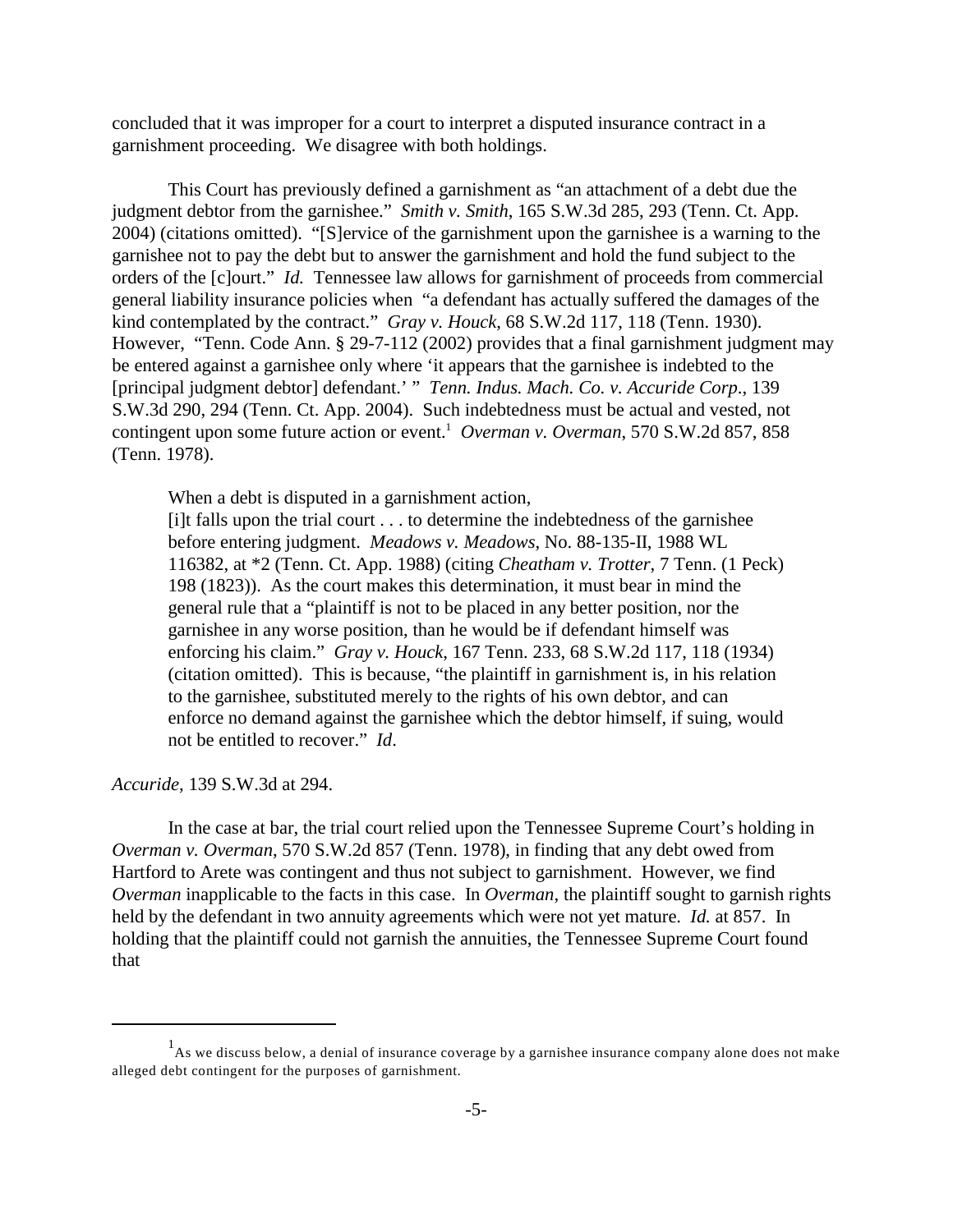concluded that it was improper for a court to interpret a disputed insurance contract in a garnishment proceeding. We disagree with both holdings.

This Court has previously defined a garnishment as "an attachment of a debt due the judgment debtor from the garnishee." *Smith v. Smith*, 165 S.W.3d 285, 293 (Tenn. Ct. App. 2004) (citations omitted). "[S]ervice of the garnishment upon the garnishee is a warning to the garnishee not to pay the debt but to answer the garnishment and hold the fund subject to the orders of the [c]ourt." *Id.* Tennessee law allows for garnishment of proceeds from commercial general liability insurance policies when "a defendant has actually suffered the damages of the kind contemplated by the contract." *Gray v. Houck*, 68 S.W.2d 117, 118 (Tenn. 1930). However, "Tenn. Code Ann. § 29-7-112 (2002) provides that a final garnishment judgment may be entered against a garnishee only where 'it appears that the garnishee is indebted to the [principal judgment debtor] defendant.' " *Tenn. Indus. Mach. Co. v. Accuride Corp*., 139 S.W.3d 290, 294 (Tenn. Ct. App. 2004). Such indebtedness must be actual and vested, not contingent upon some future action or event.[1] *Overman v. Overman*, 570 S.W.2d 857, 858 (Tenn. 1978).

> When a debt is disputed in a garnishment action,
>
> [i]t falls upon the trial court . . . to determine the indebtedness of the garnishee before entering judgment. *Meadows v. Meadows*, No. 88-135-II, 1988 WL 116382, at *2 (Tenn. Ct. App. 1988) (citing *Cheatham v. Trotter*, 7 Tenn. (1 Peck) 198 (1823)). As the court makes this determination, it must bear in mind the general rule that a "plaintiff is not to be placed in any better position, nor the garnishee in any worse position, than he would be if defendant himself was enforcing his claim." *Gray v. Houck*, 167 Tenn. 233, 68 S.W.2d 117, 118 (1934) (citation omitted). This is because, "the plaintiff in garnishment is, in his relation to the garnishee, substituted merely to the rights of his own debtor, and can enforce no demand against the garnishee which the debtor himself, if suing, would not be entitled to recover." *Id*.

*Accuride*, 139 S.W.3d at 294.

In the case at bar, the trial court relied upon the Tennessee Supreme Court's holding in *Overman v. Overman*, 570 S.W.2d 857 (Tenn. 1978), in finding that any debt owed from Hartford to Arete was contingent and thus not subject to garnishment. However, we find *Overman* inapplicable to the facts in this case. In *Overman*, the plaintiff sought to garnish rights held by the defendant in two annuity agreements which were not yet mature. *Id.* at 857. In holding that the plaintiff could not garnish the annuities, the Tennessee Supreme Court found that

[1] As we discuss below, a denial of insurance coverage by a garnishee insurance company alone does not make alleged debt contingent for the purposes of garnishment.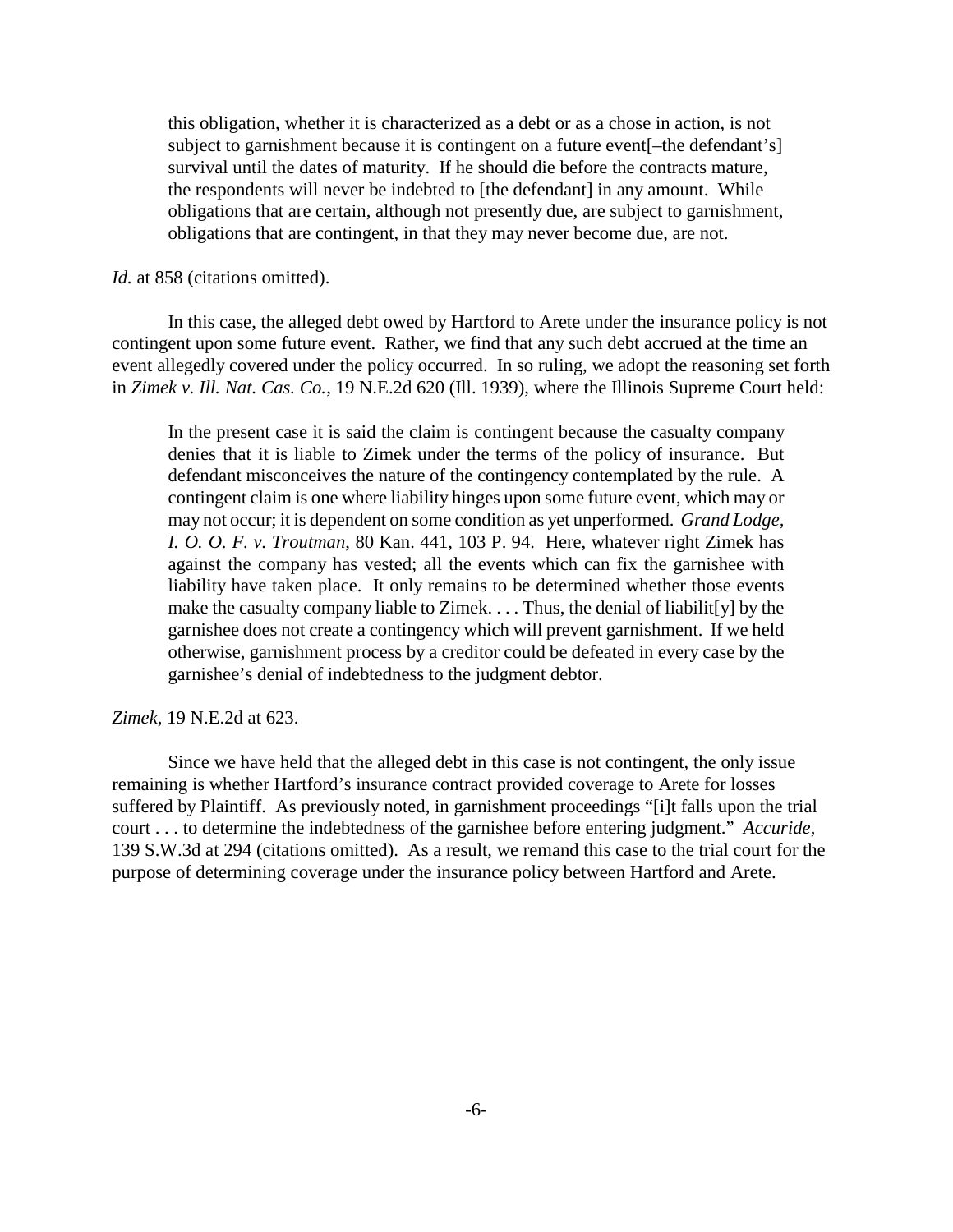> this obligation, whether it is characterized as a debt or as a chose in action, is not subject to garnishment because it is contingent on a future event[–the defendant's] survival until the dates of maturity. If he should die before the contracts mature, the respondents will never be indebted to [the defendant] in any amount. While obligations that are certain, although not presently due, are subject to garnishment, obligations that are contingent, in that they may never become due, are not.

*Id.* at 858 (citations omitted).

In this case, the alleged debt owed by Hartford to Arete under the insurance policy is not contingent upon some future event. Rather, we find that any such debt accrued at the time an event allegedly covered under the policy occurred. In so ruling, we adopt the reasoning set forth in *Zimek v. Ill. Nat. Cas. Co.*, 19 N.E.2d 620 (Ill. 1939), where the Illinois Supreme Court held:

> In the present case it is said the claim is contingent because the casualty company denies that it is liable to Zimek under the terms of the policy of insurance. But defendant misconceives the nature of the contingency contemplated by the rule. A contingent claim is one where liability hinges upon some future event, which may or may not occur; it is dependent on some condition as yet unperformed. *Grand Lodge, I. O. O. F. v. Troutman*, 80 Kan. 441, 103 P. 94. Here, whatever right Zimek has against the company has vested; all the events which can fix the garnishee with liability have taken place. It only remains to be determined whether those events make the casualty company liable to Zimek. . . . Thus, the denial of liabilit[y] by the garnishee does not create a contingency which will prevent garnishment. If we held otherwise, garnishment process by a creditor could be defeated in every case by the garnishee's denial of indebtedness to the judgment debtor.

*Zimek*, 19 N.E.2d at 623.

Since we have held that the alleged debt in this case is not contingent, the only issue remaining is whether Hartford's insurance contract provided coverage to Arete for losses suffered by Plaintiff. As previously noted, in garnishment proceedings "[i]t falls upon the trial court . . . to determine the indebtedness of the garnishee before entering judgment." *Accuride*, 139 S.W.3d at 294 (citations omitted). As a result, we remand this case to the trial court for the purpose of determining coverage under the insurance policy between Hartford and Arete.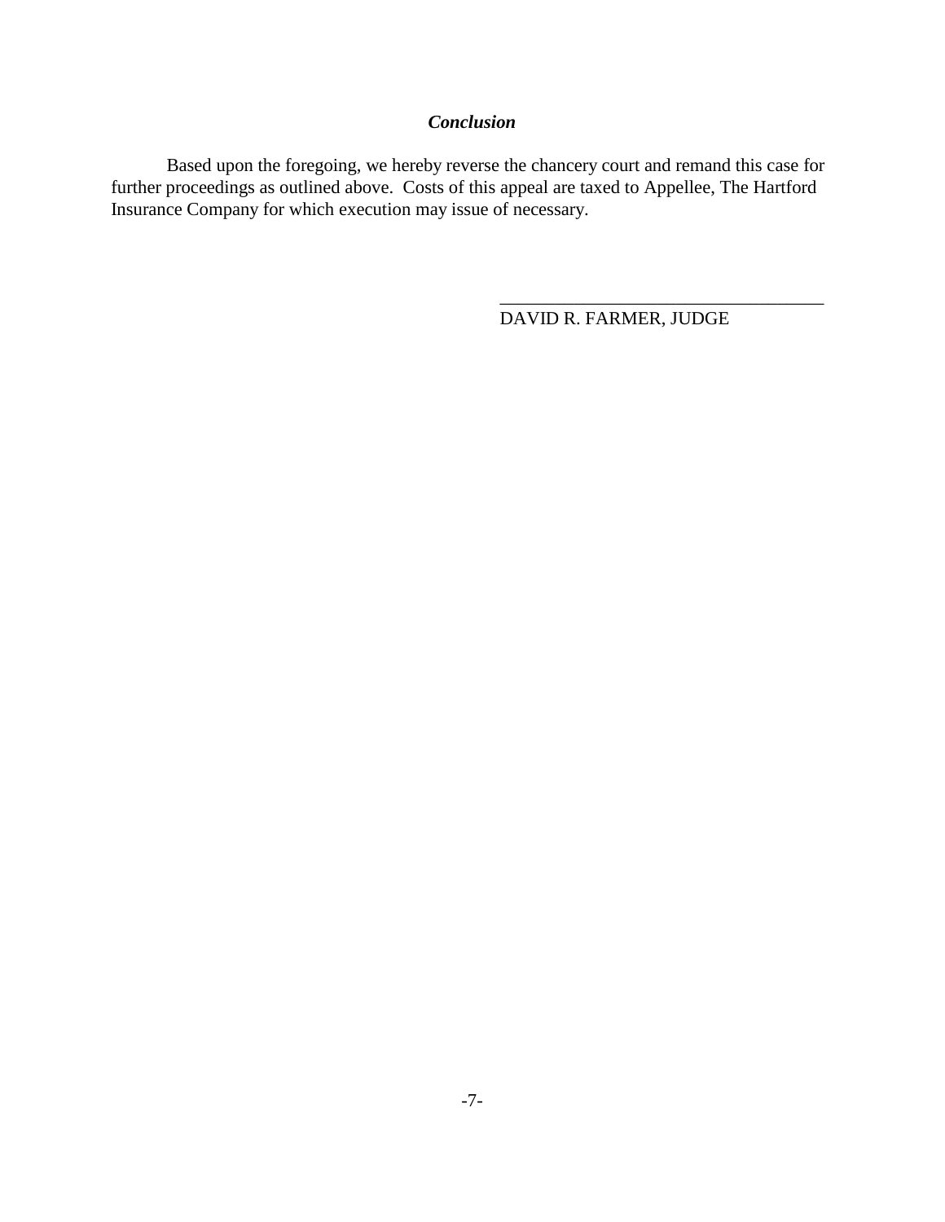### *Conclusion*

Based upon the foregoing, we hereby reverse the chancery court and remand this case for further proceedings as outlined above. Costs of this appeal are taxed to Appellee, The Hartford Insurance Company for which execution may issue of necessary.

\_\_\_\_\_\_\_\_\_\_\_\_\_\_\_\_\_\_\_\_\_\_\_\_\_\_\_\_\_\_\_\_\_\_\_\_\_\_

DAVID R. FARMER, JUDGE